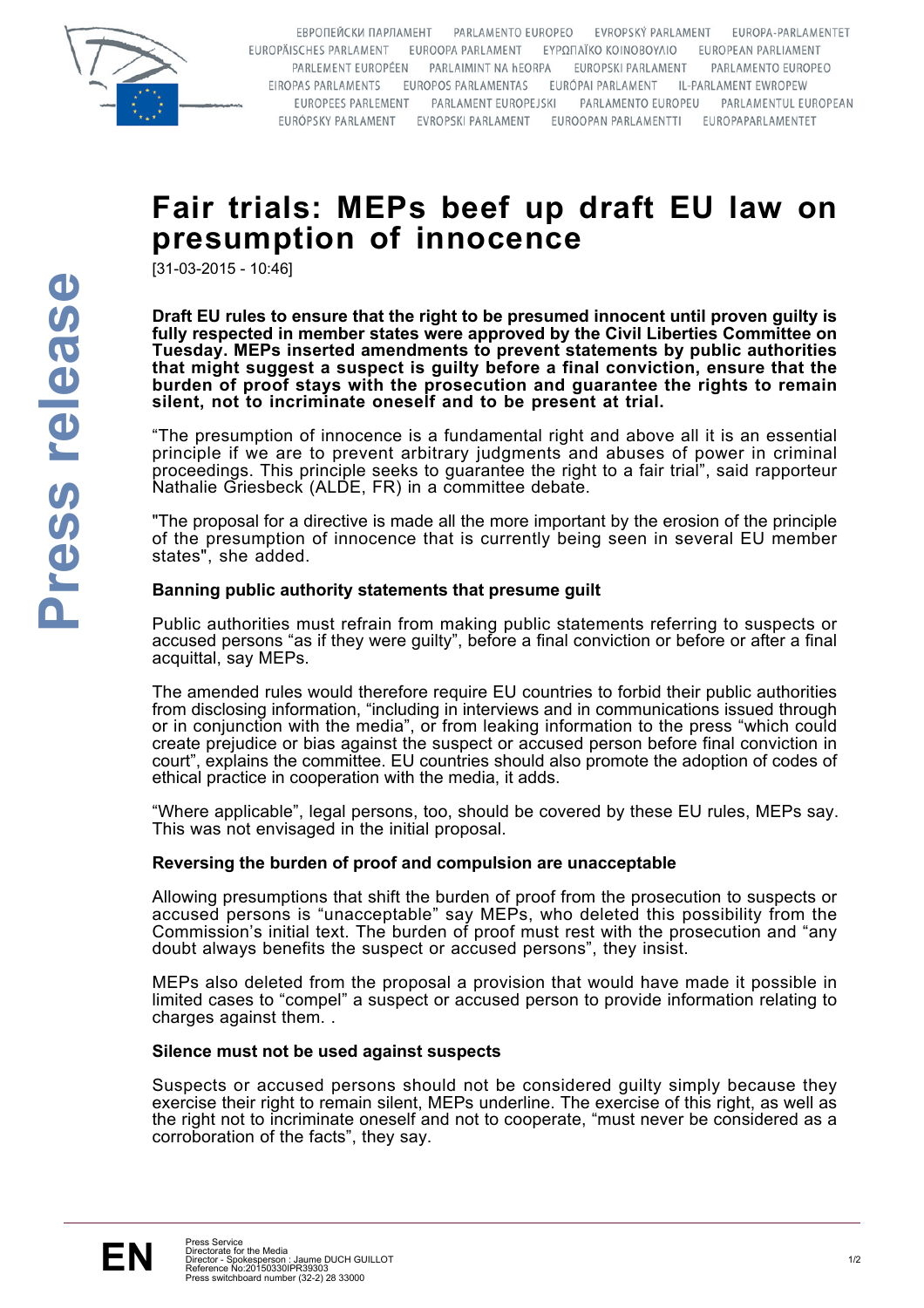# Fair trials: MEPs beef up draft EU law on presumption of innocence

[31-03-2015 - 10:46]

**Draft EU rules to ensure that the right to be presumed innocent until proven guilty is fully respected in member states were approved by the Civil Liberties Committee on Tuesday. MEPs inserted amendments to prevent statements by public authorities that might suggest a suspect is guilty before a final conviction, ensure that the burden of proof stays with the prosecution and guarantee the rights to remain silent, not to incriminate oneself and to be present at trial.**

“The presumption of innocence is a fundamental right and above all it is an essential principle if we are to prevent arbitrary judgments and abuses of power in criminal proceedings. This principle seeks to guarantee the right to a fair trial”, said rapporteur Nathalie Griesbeck (ALDE, FR) in a committee debate.

"The proposal for a directive is made all the more important by the erosion of the principle of the presumption of innocence that is currently being seen in several EU member states", she added.

### Banning public authority statements that presume guilt

Public authorities must refrain from making public statements referring to suspects or accused persons “as if they were guilty”, before a final conviction or before or after a final acquittal, say MEPs.

The amended rules would therefore require EU countries to forbid their public authorities from disclosing information, “including in interviews and in communications issued through or in conjunction with the media”, or from leaking information to the press “which could create prejudice or bias against the suspect or accused person before final conviction in court”, explains the committee. EU countries should also promote the adoption of codes of ethical practice in cooperation with the media, it adds.

“Where applicable”, legal persons, too, should be covered by these EU rules, MEPs say. This was not envisaged in the initial proposal.

### Reversing the burden of proof and compulsion are unacceptable

Allowing presumptions that shift the burden of proof from the prosecution to suspects or accused persons is “unacceptable” say MEPs, who deleted this possibility from the Commission’s initial text. The burden of proof must rest with the prosecution and “any doubt always benefits the suspect or accused persons”, they insist.

MEPs also deleted from the proposal a provision that would have made it possible in limited cases to “compel” a suspect or accused person to provide information relating to charges against them. .

### Silence must not be used against suspects

Suspects or accused persons should not be considered guilty simply because they exercise their right to remain silent, MEPs underline. The exercise of this right, as well as the right not to incriminate oneself and not to cooperate, “must never be considered as a corroboration of the facts”, they say.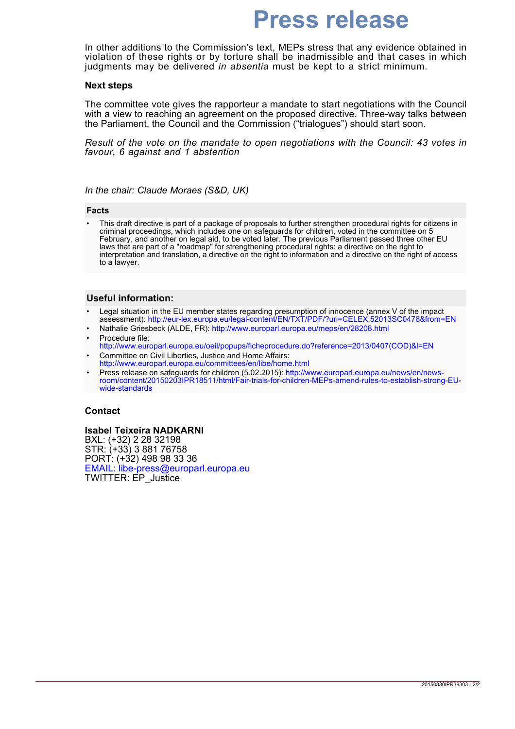In other additions to the Commission's text, MEPs stress that any evidence obtained in violation of these rights or by torture shall be inadmissible and that cases in which judgments may be delivered *in absentia* must be kept to a strict minimum.

**Next steps**

The committee vote gives the rapporteur a mandate to start negotiations with the Council with a view to reaching an agreement on the proposed directive. Three-way talks between the Parliament, the Council and the Commission ("trialogues") should start soon.

*Result of the vote on the mandate to open negotiations with the Council: 43 votes in favour, 6 against and 1 abstention*

*In the chair: Claude Moraes (S&D, UK)*

**Facts**

- This draft directive is part of a package of proposals to further strengthen procedural rights for citizens in criminal proceedings, which includes one on safeguards for children, voted in the committee on 5 February, and another on legal aid, to be voted later. The previous Parliament passed three other EU laws that are part of a "roadmap" for strengthening procedural rights: a directive on the right to interpretation and translation, a directive on the right to information and a directive on the right of access to a lawyer.

**Useful information:**

- Legal situation in the EU member states regarding presumption of innocence (annex V of the impact assessment): http://eur-lex.europa.eu/legal-content/EN/TXT/PDF/?uri=CELEX:52013SC0478&from=EN
- Nathalie Griesbeck (ALDE, FR): http://www.europarl.europa.eu/meps/en/28208.html
- Procedure file: http://www.europarl.europa.eu/oeil/popups/ficheprocedure.do?reference=2013/0407(COD)&l=EN
- Committee on Civil Liberties, Justice and Home Affairs: http://www.europarl.europa.eu/committees/en/libe/home.html
- Press release on safeguards for children (5.02.2015): http://www.europarl.europa.eu/news/en/news-room/content/20150203IPR18511/html/Fair-trials-for-children-MEPs-amend-rules-to-establish-strong-EU-wide-standards

**Contact**

**Isabel Teixeira NADKARNI**
BXL: (+32) 2 28 32198
STR: (+33) 3 881 76758
PORT: (+32) 498 98 33 36
EMAIL: libe-press@europarl.europa.eu
TWITTER: EP_Justice